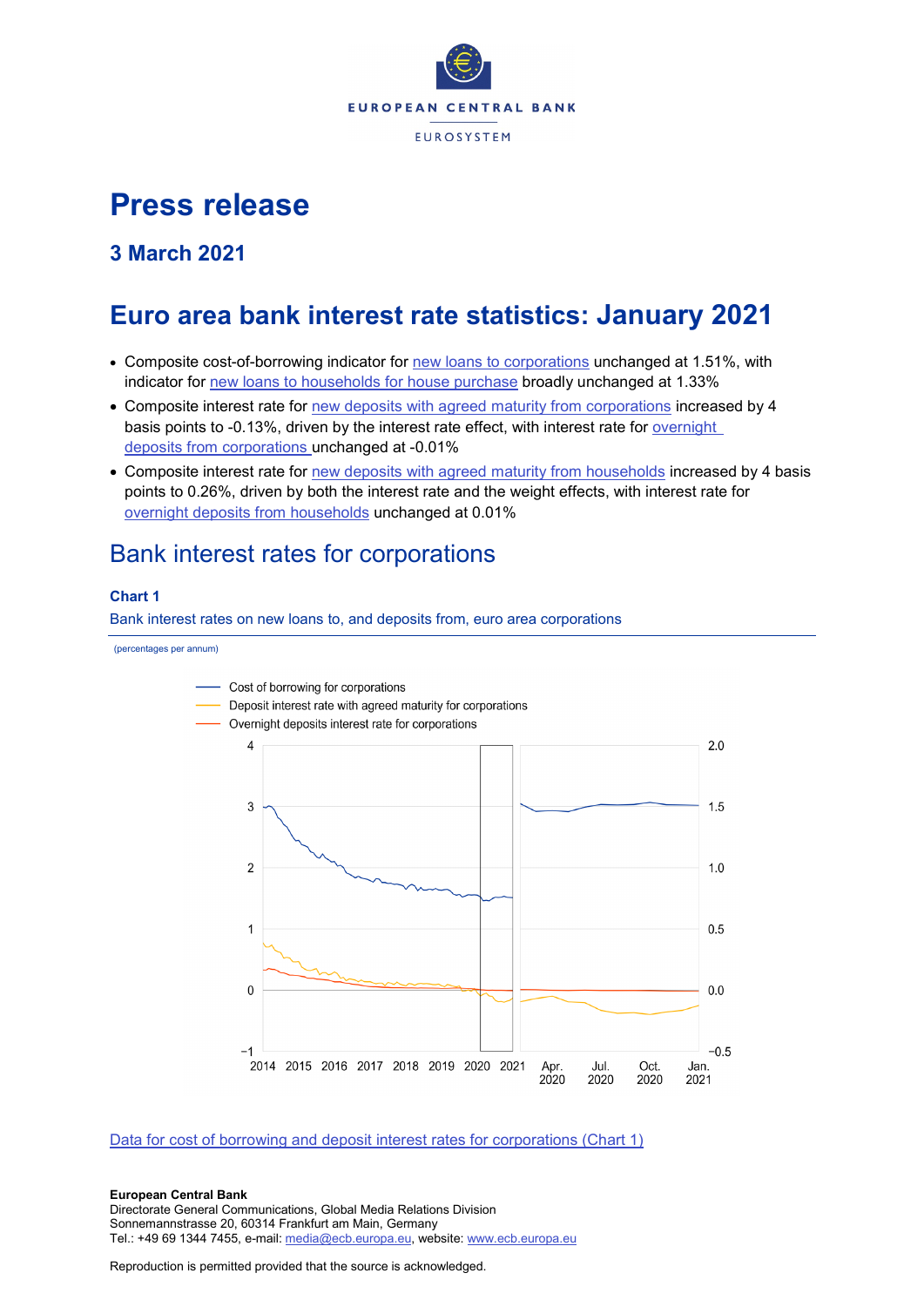# Press release

## 3 March 2021

# Euro area bank interest rate statistics: January 2021

- Composite cost-of-borrowing indicator for new loans to corporations unchanged at 1.51%, with indicator for new loans to households for house purchase broadly unchanged at 1.33%
- Composite interest rate for new deposits with agreed maturity from corporations increased by 4 basis points to -0.13%, driven by the interest rate effect, with interest rate for overnight deposits from corporations unchanged at -0.01%
- Composite interest rate for new deposits with agreed maturity from households increased by 4 basis points to 0.26%, driven by both the interest rate and the weight effects, with interest rate for overnight deposits from households unchanged at 0.01%

## Bank interest rates for corporations

### Chart 1

Bank interest rates on new loans to, and deposits from, euro area corporations

(percentages per annum)

Data for cost of borrowing and deposit interest rates for corporations (Chart 1)

**European Central Bank**
Directorate General Communications, Global Media Relations Division
Sonnemannstrasse 20, 60314 Frankfurt am Main, Germany
Tel.: +49 69 1344 7455, e-mail: media@ecb.europa.eu, website: www.ecb.europa.eu

Reproduction is permitted provided that the source is acknowledged.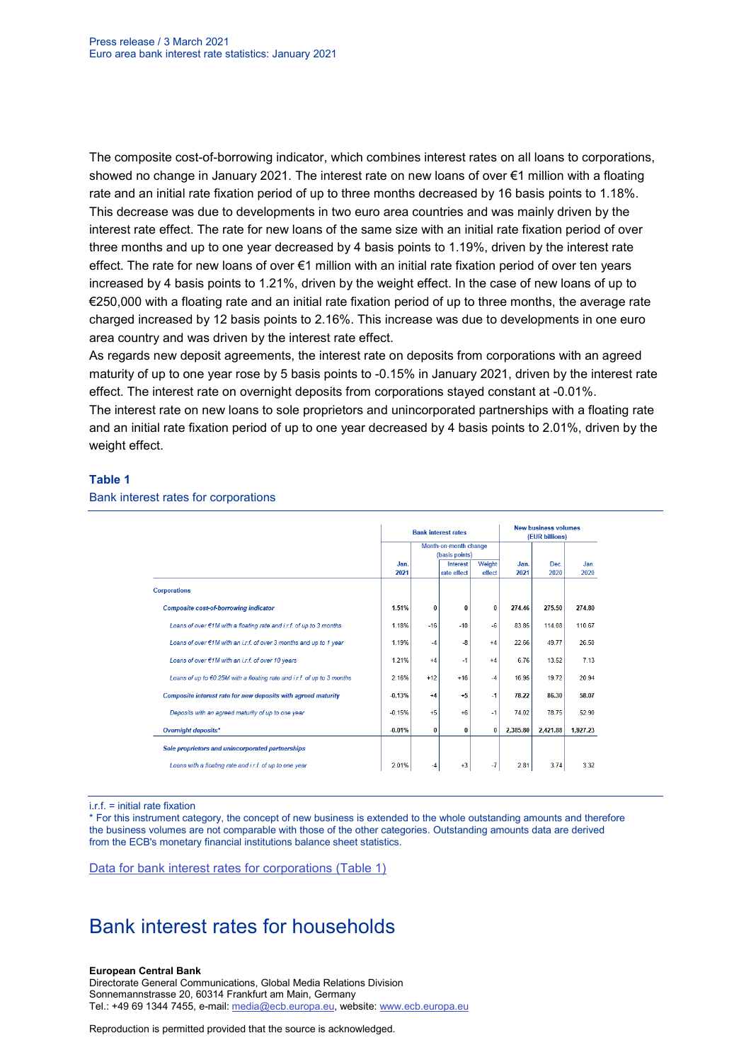The composite cost-of-borrowing indicator, which combines interest rates on all loans to corporations, showed no change in January 2021. The interest rate on new loans of over €1 million with a floating rate and an initial rate fixation period of up to three months decreased by 16 basis points to 1.18%. This decrease was due to developments in two euro area countries and was mainly driven by the interest rate effect. The rate for new loans of the same size with an initial rate fixation period of over three months and up to one year decreased by 4 basis points to 1.19%, driven by the interest rate effect. The rate for new loans of over €1 million with an initial rate fixation period of over ten years increased by 4 basis points to 1.21%, driven by the weight effect. In the case of new loans of up to €250,000 with a floating rate and an initial rate fixation period of up to three months, the average rate charged increased by 12 basis points to 2.16%. This increase was due to developments in one euro area country and was driven by the interest rate effect.

As regards new deposit agreements, the interest rate on deposits from corporations with an agreed maturity of up to one year rose by 5 basis points to -0.15% in January 2021, driven by the interest rate effect. The interest rate on overnight deposits from corporations stayed constant at -0.01%.

The interest rate on new loans to sole proprietors and unincorporated partnerships with a floating rate and an initial rate fixation period of up to one year decreased by 4 basis points to 2.01%, driven by the weight effect.

### Table 1

Bank interest rates for corporations

| | Bank interest rates | | | | New business volumes (EUR billions) | | |
|---|---|---|---|---|---|---|---|
| | | Month-on-month change (basis points) | | | | | |
| | Jan. 2021 | | Interest rate effect | Weight effect | Jan. 2021 | Dec. 2020 | Jan. 2020 |
| **Corporations** | | | | | | | |
| ***Composite cost-of-borrowing indicator*** | **1.51%** | **0** | **0** | **0** | **274.46** | **275.50** | **274.80** |
| *Loans of over €1M with a floating rate and i.r.f. of up to 3 months* | 1.18% | -16 | -10 | -6 | 83.85 | 114.08 | 110.67 |
| *Loans of over €1M with an i.r.f. of over 3 months and up to 1 year* | 1.19% | -4 | -8 | +4 | 22.66 | 49.77 | 26.50 |
| *Loans of over €1M with an i.r.f. of over 10 years* | 1.21% | +4 | -1 | +4 | 6.76 | 13.52 | 7.13 |
| *Loans of up to €0.25M with a floating rate and i.r.f. of up to 3 months* | 2.16% | +12 | +16 | -4 | 16.95 | 19.72 | 20.94 |
| ***Composite interest rate for new deposits with agreed maturity*** | **-0.13%** | **+4** | **+5** | **-1** | **78.22** | **86.30** | **58.07** |
| *Deposits with an agreed maturity of up to one year* | -0.15% | +5 | +6 | -1 | 74.02 | 78.75 | 52.90 |
| ***Overnight deposits**** | **-0.01%** | **0** | **0** | **0** | **2,385.80** | **2,421.88** | **1,927.23** |
| ***Sole proprietors and unincorporated partnerships*** | | | | | | | |
| *Loans with a floating rate and i.r.f. of up to one year* | 2.01% | -4 | +3 | -7 | 2.81 | 3.74 | 3.32 |

i.r.f. = initial rate fixation

* For this instrument category, the concept of new business is extended to the whole outstanding amounts and therefore the business volumes are not comparable with those of the other categories. Outstanding amounts data are derived from the ECB's monetary financial institutions balance sheet statistics.

Data for bank interest rates for corporations (Table 1)

# Bank interest rates for households

**European Central Bank**
Directorate General Communications, Global Media Relations Division
Sonnemannstrasse 20, 60314 Frankfurt am Main, Germany
Tel.: +49 69 1344 7455, e-mail: media@ecb.europa.eu, website: www.ecb.europa.eu

Reproduction is permitted provided that the source is acknowledged.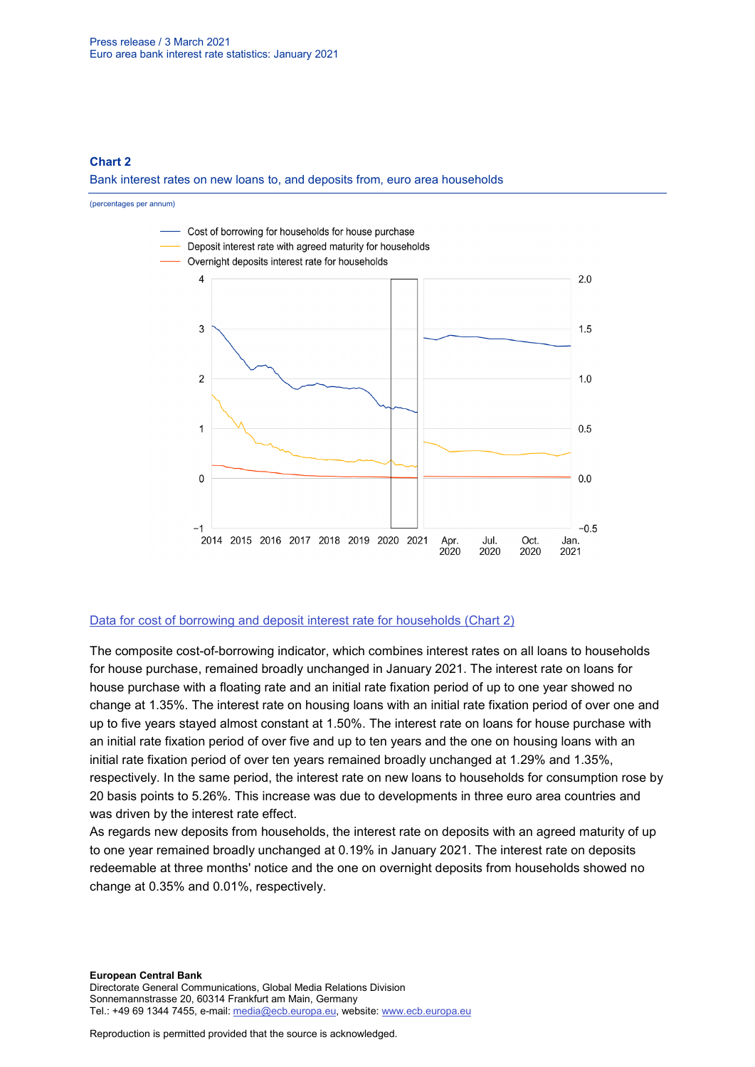**Chart 2**

Bank interest rates on new loans to, and deposits from, euro area households

(percentages per annum)

[Data for cost of borrowing and deposit interest rate for households (Chart 2)]

The composite cost-of-borrowing indicator, which combines interest rates on all loans to households for house purchase, remained broadly unchanged in January 2021. The interest rate on loans for house purchase with a floating rate and an initial rate fixation period of up to one year showed no change at 1.35%. The interest rate on housing loans with an initial rate fixation period of over one and up to five years stayed almost constant at 1.50%. The interest rate on loans for house purchase with an initial rate fixation period of over five and up to ten years and the one on housing loans with an initial rate fixation period of over ten years remained broadly unchanged at 1.29% and 1.35%, respectively. In the same period, the interest rate on new loans to households for consumption rose by 20 basis points to 5.26%. This increase was due to developments in three euro area countries and was driven by the interest rate effect.

As regards new deposits from households, the interest rate on deposits with an agreed maturity of up to one year remained broadly unchanged at 0.19% in January 2021. The interest rate on deposits redeemable at three months' notice and the one on overnight deposits from households showed no change at 0.35% and 0.01%, respectively.

**European Central Bank**

Directorate General Communications, Global Media Relations Division
Sonnemannstrasse 20, 60314 Frankfurt am Main, Germany
Tel.: +49 69 1344 7455, e-mail: media@ecb.europa.eu, website: www.ecb.europa.eu

Reproduction is permitted provided that the source is acknowledged.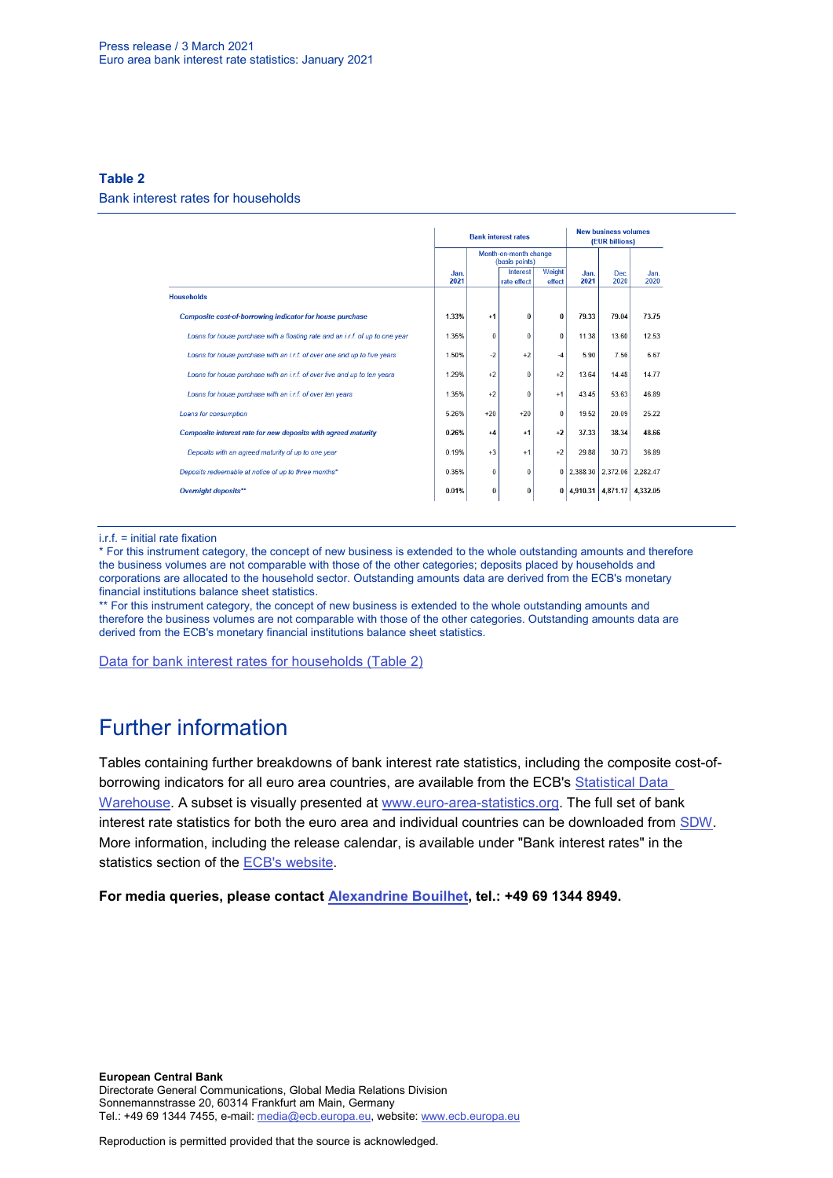**Table 2**
Bank interest rates for households

| | Bank interest rates | | | | New business volumes (EUR billions) | | |
|---|---|---|---|---|---|---|---|
| | | Month-on-month change (basis points) | | | | | |
| | Jan. 2021 | | Interest rate effect | Weight effect | Jan. 2021 | Dec. 2020 | Jan. 2020 |
| **Households** | | | | | | | |
| ***Composite cost-of-borrowing indicator for house purchase*** | **1.33%** | **+1** | **0** | **0** | **79.33** | **79.04** | **73.75** |
| *Loans for house purchase with a floating rate and an i.r.f. of up to one year* | 1.35% | 0 | 0 | 0 | 11.38 | 13.60 | 12.53 |
| *Loans for house purchase with an i.r.f. of over one and up to five years* | 1.50% | -2 | +2 | -4 | 5.90 | 7.56 | 6.67 |
| *Loans for house purchase with an i.r.f. of over five and up to ten years* | 1.29% | +2 | 0 | +2 | 13.64 | 14.48 | 14.77 |
| *Loans for house purchase with an i.r.f. of over ten years* | 1.35% | +2 | 0 | +1 | 43.45 | 53.63 | 46.89 |
| *Loans for consumption* | 5.26% | +20 | +20 | 0 | 19.52 | 20.09 | 25.22 |
| ***Composite interest rate for new deposits with agreed maturity*** | **0.26%** | **+4** | **+1** | **+2** | **37.33** | **38.34** | **48.66** |
| *Deposits with an agreed maturity of up to one year* | 0.19% | +3 | +1 | +2 | 29.88 | 30.73 | 36.89 |
| *Deposits redeemable at notice of up to three months** | 0.35% | 0 | 0 | 0 | 2,388.30 | 2,372.06 | 2,282.47 |
| ***Overnight deposits**** | **0.01%** | **0** | **0** | **0** | **4,910.31** | **4,871.17** | **4,332.05** |

i.r.f. = initial rate fixation

* For this instrument category, the concept of new business is extended to the whole outstanding amounts and therefore the business volumes are not comparable with those of the other categories; deposits placed by households and corporations are allocated to the household sector. Outstanding amounts data are derived from the ECB's monetary financial institutions balance sheet statistics.

** For this instrument category, the concept of new business is extended to the whole outstanding amounts and therefore the business volumes are not comparable with those of the other categories. Outstanding amounts data are derived from the ECB's monetary financial institutions balance sheet statistics.

Data for bank interest rates for households (Table 2)

# Further information

Tables containing further breakdowns of bank interest rate statistics, including the composite cost-of-borrowing indicators for all euro area countries, are available from the ECB's Statistical Data Warehouse. A subset is visually presented at www.euro-area-statistics.org. The full set of bank interest rate statistics for both the euro area and individual countries can be downloaded from SDW. More information, including the release calendar, is available under "Bank interest rates" in the statistics section of the ECB's website.

**For media queries, please contact Alexandrine Bouilhet, tel.: +49 69 1344 8949.**

**European Central Bank**
Directorate General Communications, Global Media Relations Division
Sonnemannstrasse 20, 60314 Frankfurt am Main, Germany
Tel.: +49 69 1344 7455, e-mail: media@ecb.europa.eu, website: www.ecb.europa.eu

Reproduction is permitted provided that the source is acknowledged.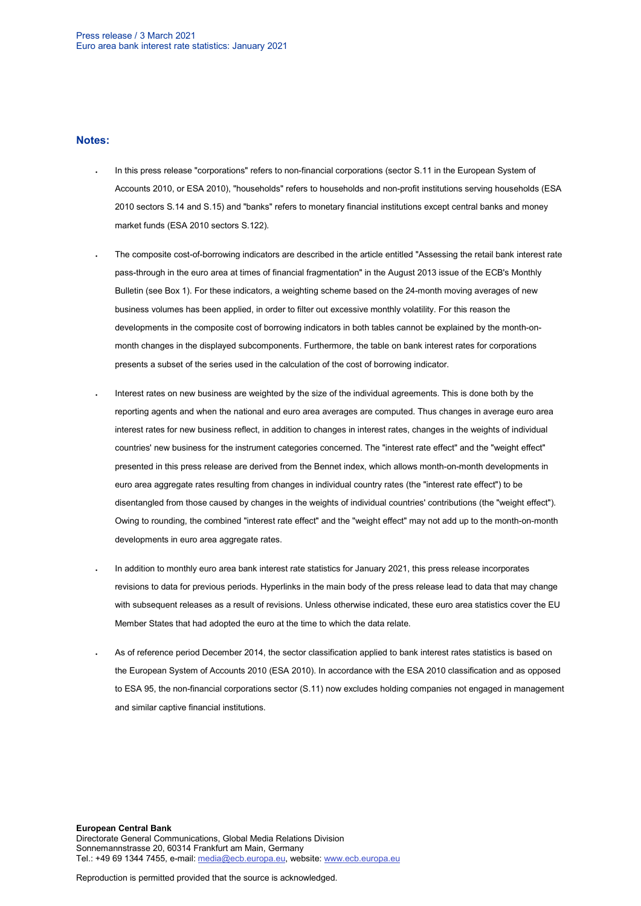## Notes:

- In this press release "corporations" refers to non-financial corporations (sector S.11 in the European System of Accounts 2010, or ESA 2010), "households" refers to households and non-profit institutions serving households (ESA 2010 sectors S.14 and S.15) and "banks" refers to monetary financial institutions except central banks and money market funds (ESA 2010 sectors S.122).
- The composite cost-of-borrowing indicators are described in the article entitled "Assessing the retail bank interest rate pass-through in the euro area at times of financial fragmentation" in the August 2013 issue of the ECB's Monthly Bulletin (see Box 1). For these indicators, a weighting scheme based on the 24-month moving averages of new business volumes has been applied, in order to filter out excessive monthly volatility. For this reason the developments in the composite cost of borrowing indicators in both tables cannot be explained by the month-on-month changes in the displayed subcomponents. Furthermore, the table on bank interest rates for corporations presents a subset of the series used in the calculation of the cost of borrowing indicator.
- Interest rates on new business are weighted by the size of the individual agreements. This is done both by the reporting agents and when the national and euro area averages are computed. Thus changes in average euro area interest rates for new business reflect, in addition to changes in interest rates, changes in the weights of individual countries' new business for the instrument categories concerned. The "interest rate effect" and the "weight effect" presented in this press release are derived from the Bennet index, which allows month-on-month developments in euro area aggregate rates resulting from changes in individual country rates (the "interest rate effect") to be disentangled from those caused by changes in the weights of individual countries' contributions (the "weight effect"). Owing to rounding, the combined "interest rate effect" and the "weight effect" may not add up to the month-on-month developments in euro area aggregate rates.
- In addition to monthly euro area bank interest rate statistics for January 2021, this press release incorporates revisions to data for previous periods. Hyperlinks in the main body of the press release lead to data that may change with subsequent releases as a result of revisions. Unless otherwise indicated, these euro area statistics cover the EU Member States that had adopted the euro at the time to which the data relate.
- As of reference period December 2014, the sector classification applied to bank interest rates statistics is based on the European System of Accounts 2010 (ESA 2010). In accordance with the ESA 2010 classification and as opposed to ESA 95, the non-financial corporations sector (S.11) now excludes holding companies not engaged in management and similar captive financial institutions.

**European Central Bank**
Directorate General Communications, Global Media Relations Division
Sonnemannstrasse 20, 60314 Frankfurt am Main, Germany
Tel.: +49 69 1344 7455, e-mail: media@ecb.europa.eu, website: www.ecb.europa.eu

Reproduction is permitted provided that the source is acknowledged.